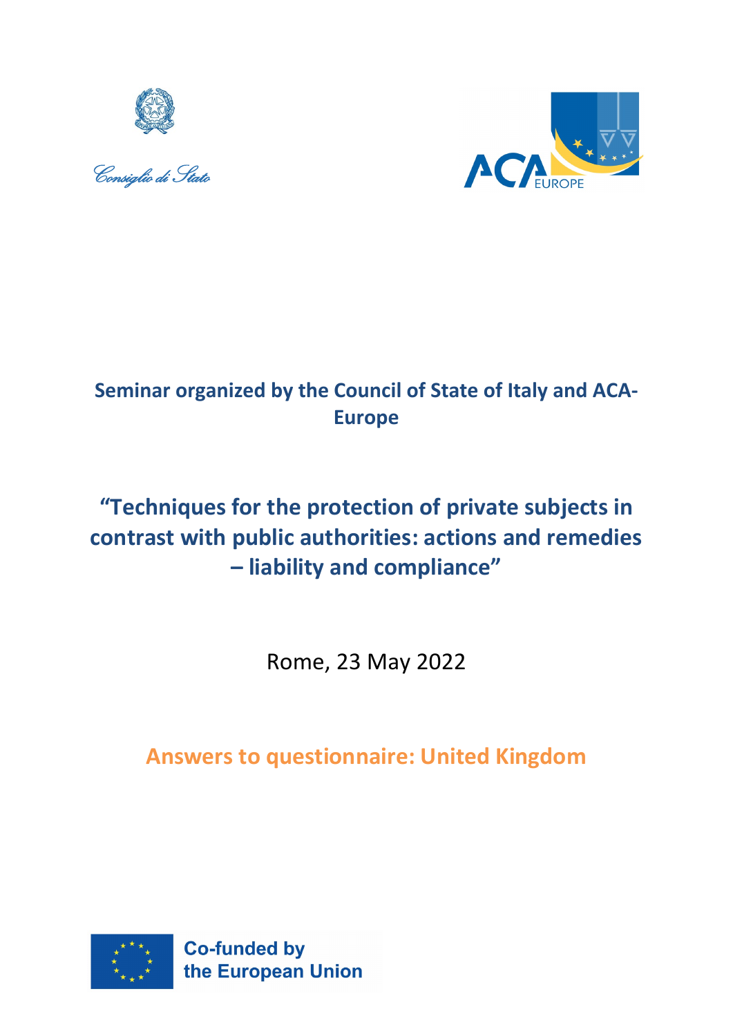Consiglio di Stato

ACA EUROPE

**Seminar organized by the Council of State of Italy and ACA-Europe**

# “Techniques for the protection of private subjects in contrast with public authorities: actions and remedies – liability and compliance”

Rome, 23 May 2022

## Answers to questionnaire: United Kingdom

Co-funded by the European Union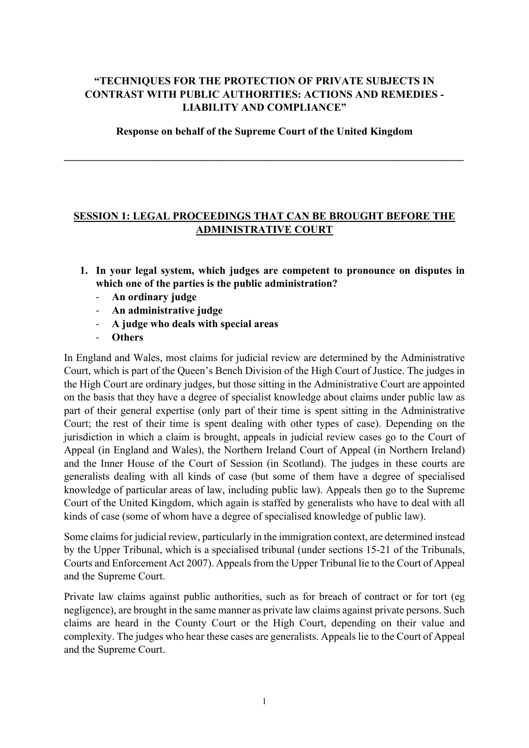**"TECHNIQUES FOR THE PROTECTION OF PRIVATE SUBJECTS IN CONTRAST WITH PUBLIC AUTHORITIES: ACTIONS AND REMEDIES - LIABILITY AND COMPLIANCE"**

**Response on behalf of the Supreme Court of the United Kingdom**

---

## SESSION 1: LEGAL PROCEEDINGS THAT CAN BE BROUGHT BEFORE THE ADMINISTRATIVE COURT

1. **In your legal system, which judges are competent to pronounce on disputes in which one of the parties is the public administration?**
   - **An ordinary judge**
   - **An administrative judge**
   - **A judge who deals with special areas**
   - **Others**

In England and Wales, most claims for judicial review are determined by the Administrative Court, which is part of the Queen's Bench Division of the High Court of Justice. The judges in the High Court are ordinary judges, but those sitting in the Administrative Court are appointed on the basis that they have a degree of specialist knowledge about claims under public law as part of their general expertise (only part of their time is spent sitting in the Administrative Court; the rest of their time is spent dealing with other types of case). Depending on the jurisdiction in which a claim is brought, appeals in judicial review cases go to the Court of Appeal (in England and Wales), the Northern Ireland Court of Appeal (in Northern Ireland) and the Inner House of the Court of Session (in Scotland). The judges in these courts are generalists dealing with all kinds of case (but some of them have a degree of specialised knowledge of particular areas of law, including public law). Appeals then go to the Supreme Court of the United Kingdom, which again is staffed by generalists who have to deal with all kinds of case (some of whom have a degree of specialised knowledge of public law).

Some claims for judicial review, particularly in the immigration context, are determined instead by the Upper Tribunal, which is a specialised tribunal (under sections 15-21 of the Tribunals, Courts and Enforcement Act 2007). Appeals from the Upper Tribunal lie to the Court of Appeal and the Supreme Court.

Private law claims against public authorities, such as for breach of contract or for tort (eg negligence), are brought in the same manner as private law claims against private persons. Such claims are heard in the County Court or the High Court, depending on their value and complexity. The judges who hear these cases are generalists. Appeals lie to the Court of Appeal and the Supreme Court.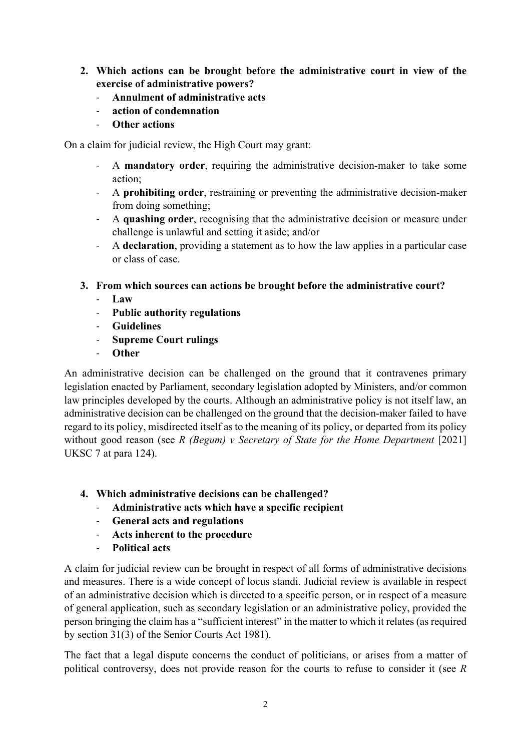2. **Which actions can be brought before the administrative court in view of the exercise of administrative powers?**
   - **Annulment of administrative acts**
   - **action of condemnation**
   - **Other actions**

On a claim for judicial review, the High Court may grant:

- A **mandatory order**, requiring the administrative decision-maker to take some action;
- A **prohibiting order**, restraining or preventing the administrative decision-maker from doing something;
- A **quashing order**, recognising that the administrative decision or measure under challenge is unlawful and setting it aside; and/or
- A **declaration**, providing a statement as to how the law applies in a particular case or class of case.

3. **From which sources can actions be brought before the administrative court?**
   - **Law**
   - **Public authority regulations**
   - **Guidelines**
   - **Supreme Court rulings**
   - **Other**

An administrative decision can be challenged on the ground that it contravenes primary legislation enacted by Parliament, secondary legislation adopted by Ministers, and/or common law principles developed by the courts. Although an administrative policy is not itself law, an administrative decision can be challenged on the ground that the decision-maker failed to have regard to its policy, misdirected itself as to the meaning of its policy, or departed from its policy without good reason (see *R (Begum) v Secretary of State for the Home Department* [2021] UKSC 7 at para 124).

4. **Which administrative decisions can be challenged?**
   - **Administrative acts which have a specific recipient**
   - **General acts and regulations**
   - **Acts inherent to the procedure**
   - **Political acts**

A claim for judicial review can be brought in respect of all forms of administrative decisions and measures. There is a wide concept of locus standi. Judicial review is available in respect of an administrative decision which is directed to a specific person, or in respect of a measure of general application, such as secondary legislation or an administrative policy, provided the person bringing the claim has a "sufficient interest" in the matter to which it relates (as required by section 31(3) of the Senior Courts Act 1981).

The fact that a legal dispute concerns the conduct of politicians, or arises from a matter of political controversy, does not provide reason for the courts to refuse to consider it (see *R*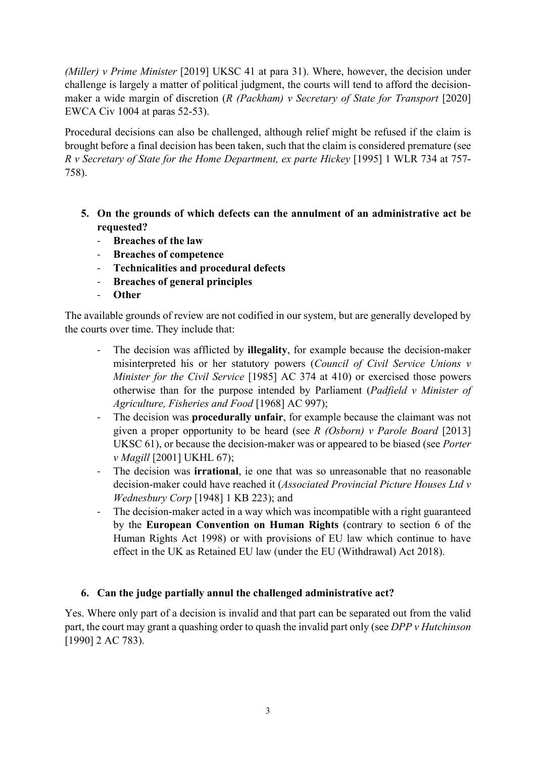*(Miller) v Prime Minister* [2019] UKSC 41 at para 31). Where, however, the decision under challenge is largely a matter of political judgment, the courts will tend to afford the decision-maker a wide margin of discretion (*R (Packham) v Secretary of State for Transport* [2020] EWCA Civ 1004 at paras 52-53).

Procedural decisions can also be challenged, although relief might be refused if the claim is brought before a final decision has been taken, such that the claim is considered premature (see *R v Secretary of State for the Home Department, ex parte Hickey* [1995] 1 WLR 734 at 757-758).

5. **On the grounds of which defects can the annulment of an administrative act be requested?**
   - **Breaches of the law**
   - **Breaches of competence**
   - **Technicalities and procedural defects**
   - **Breaches of general principles**
   - **Other**

The available grounds of review are not codified in our system, but are generally developed by the courts over time. They include that:

- The decision was afflicted by **illegality**, for example because the decision-maker misinterpreted his or her statutory powers (*Council of Civil Service Unions v Minister for the Civil Service* [1985] AC 374 at 410) or exercised those powers otherwise than for the purpose intended by Parliament (*Padfield v Minister of Agriculture, Fisheries and Food* [1968] AC 997);
- The decision was **procedurally unfair**, for example because the claimant was not given a proper opportunity to be heard (see *R (Osborn) v Parole Board* [2013] UKSC 61), or because the decision-maker was or appeared to be biased (see *Porter v Magill* [2001] UKHL 67);
- The decision was **irrational**, ie one that was so unreasonable that no reasonable decision-maker could have reached it (*Associated Provincial Picture Houses Ltd v Wednesbury Corp* [1948] 1 KB 223); and
- The decision-maker acted in a way which was incompatible with a right guaranteed by the **European Convention on Human Rights** (contrary to section 6 of the Human Rights Act 1998) or with provisions of EU law which continue to have effect in the UK as Retained EU law (under the EU (Withdrawal) Act 2018).

6. **Can the judge partially annul the challenged administrative act?**

Yes. Where only part of a decision is invalid and that part can be separated out from the valid part, the court may grant a quashing order to quash the invalid part only (see *DPP v Hutchinson* [1990] 2 AC 783).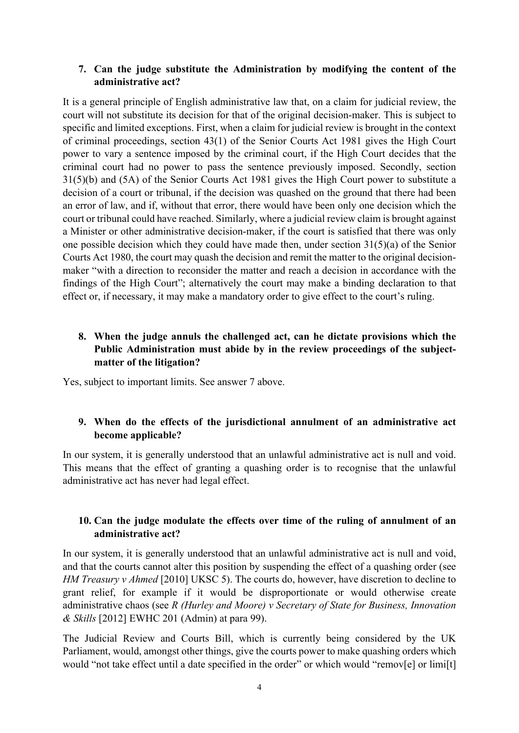**7. Can the judge substitute the Administration by modifying the content of the administrative act?**

It is a general principle of English administrative law that, on a claim for judicial review, the court will not substitute its decision for that of the original decision-maker. This is subject to specific and limited exceptions. First, when a claim for judicial review is brought in the context of criminal proceedings, section 43(1) of the Senior Courts Act 1981 gives the High Court power to vary a sentence imposed by the criminal court, if the High Court decides that the criminal court had no power to pass the sentence previously imposed. Secondly, section 31(5)(b) and (5A) of the Senior Courts Act 1981 gives the High Court power to substitute a decision of a court or tribunal, if the decision was quashed on the ground that there had been an error of law, and if, without that error, there would have been only one decision which the court or tribunal could have reached. Similarly, where a judicial review claim is brought against a Minister or other administrative decision-maker, if the court is satisfied that there was only one possible decision which they could have made then, under section 31(5)(a) of the Senior Courts Act 1980, the court may quash the decision and remit the matter to the original decision-maker "with a direction to reconsider the matter and reach a decision in accordance with the findings of the High Court"; alternatively the court may make a binding declaration to that effect or, if necessary, it may make a mandatory order to give effect to the court's ruling.

**8. When the judge annuls the challenged act, can he dictate provisions which the Public Administration must abide by in the review proceedings of the subject-matter of the litigation?**

Yes, subject to important limits. See answer 7 above.

**9. When do the effects of the jurisdictional annulment of an administrative act become applicable?**

In our system, it is generally understood that an unlawful administrative act is null and void. This means that the effect of granting a quashing order is to recognise that the unlawful administrative act has never had legal effect.

**10. Can the judge modulate the effects over time of the ruling of annulment of an administrative act?**

In our system, it is generally understood that an unlawful administrative act is null and void, and that the courts cannot alter this position by suspending the effect of a quashing order (see *HM Treasury v Ahmed* [2010] UKSC 5). The courts do, however, have discretion to decline to grant relief, for example if it would be disproportionate or would otherwise create administrative chaos (see *R (Hurley and Moore) v Secretary of State for Business, Innovation & Skills* [2012] EWHC 201 (Admin) at para 99).

The Judicial Review and Courts Bill, which is currently being considered by the UK Parliament, would, amongst other things, give the courts power to make quashing orders which would "not take effect until a date specified in the order" or which would "remov[e] or limi[t]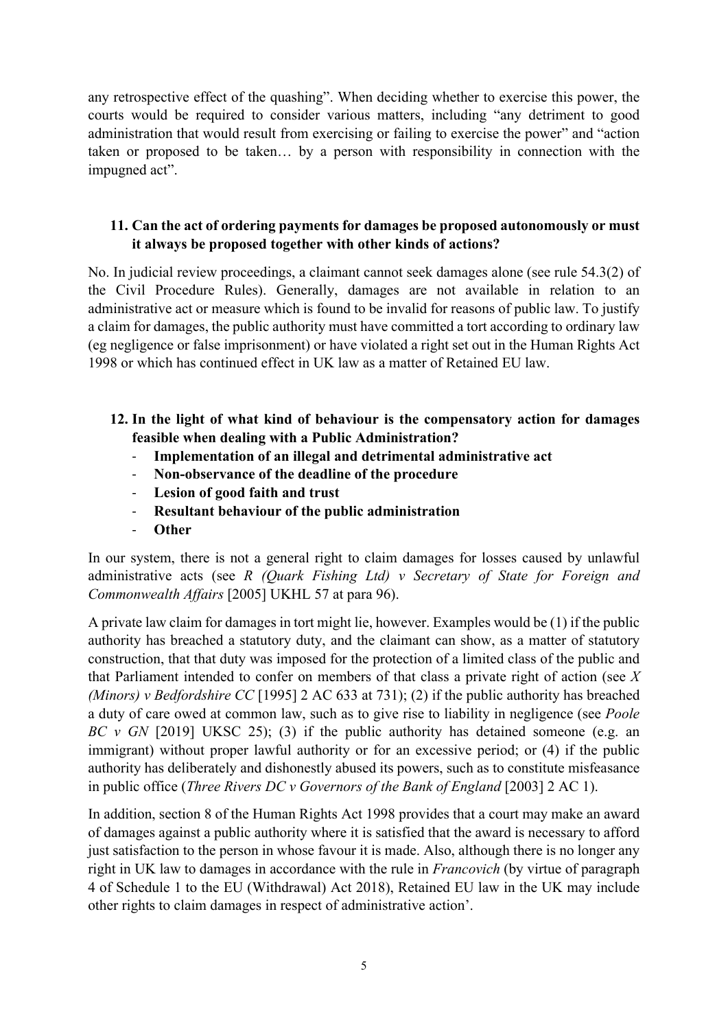any retrospective effect of the quashing". When deciding whether to exercise this power, the courts would be required to consider various matters, including "any detriment to good administration that would result from exercising or failing to exercise the power" and "action taken or proposed to be taken… by a person with responsibility in connection with the impugned act".

**11. Can the act of ordering payments for damages be proposed autonomously or must it always be proposed together with other kinds of actions?**

No. In judicial review proceedings, a claimant cannot seek damages alone (see rule 54.3(2) of the Civil Procedure Rules). Generally, damages are not available in relation to an administrative act or measure which is found to be invalid for reasons of public law. To justify a claim for damages, the public authority must have committed a tort according to ordinary law (eg negligence or false imprisonment) or have violated a right set out in the Human Rights Act 1998 or which has continued effect in UK law as a matter of Retained EU law.

**12. In the light of what kind of behaviour is the compensatory action for damages feasible when dealing with a Public Administration?**

- **Implementation of an illegal and detrimental administrative act**
- **Non-observance of the deadline of the procedure**
- **Lesion of good faith and trust**
- **Resultant behaviour of the public administration**
- **Other**

In our system, there is not a general right to claim damages for losses caused by unlawful administrative acts (see *R (Quark Fishing Ltd) v Secretary of State for Foreign and Commonwealth Affairs* [2005] UKHL 57 at para 96).

A private law claim for damages in tort might lie, however. Examples would be (1) if the public authority has breached a statutory duty, and the claimant can show, as a matter of statutory construction, that that duty was imposed for the protection of a limited class of the public and that Parliament intended to confer on members of that class a private right of action (see *X (Minors) v Bedfordshire CC* [1995] 2 AC 633 at 731); (2) if the public authority has breached a duty of care owed at common law, such as to give rise to liability in negligence (see *Poole BC v GN* [2019] UKSC 25); (3) if the public authority has detained someone (e.g. an immigrant) without proper lawful authority or for an excessive period; or (4) if the public authority has deliberately and dishonestly abused its powers, such as to constitute misfeasance in public office (*Three Rivers DC v Governors of the Bank of England* [2003] 2 AC 1).

In addition, section 8 of the Human Rights Act 1998 provides that a court may make an award of damages against a public authority where it is satisfied that the award is necessary to afford just satisfaction to the person in whose favour it is made. Also, although there is no longer any right in UK law to damages in accordance with the rule in *Francovich* (by virtue of paragraph 4 of Schedule 1 to the EU (Withdrawal) Act 2018), Retained EU law in the UK may include other rights to claim damages in respect of administrative action'.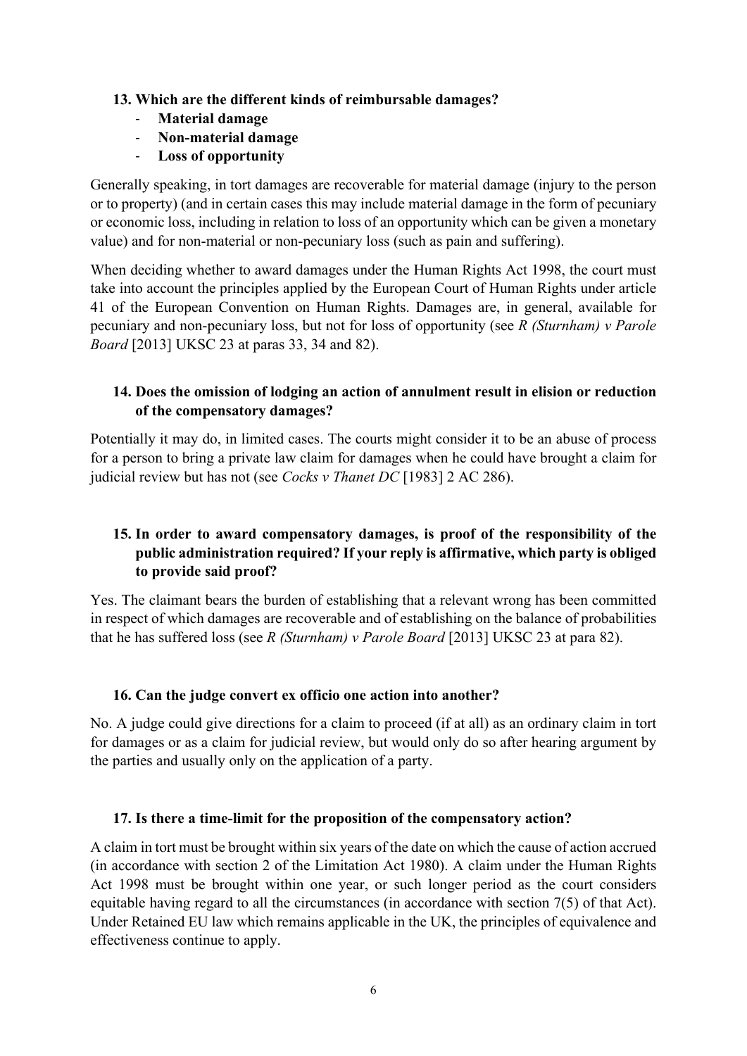### 13. Which are the different kinds of reimbursable damages?

- **Material damage**
- **Non-material damage**
- **Loss of opportunity**

Generally speaking, in tort damages are recoverable for material damage (injury to the person or to property) (and in certain cases this may include material damage in the form of pecuniary or economic loss, including in relation to loss of an opportunity which can be given a monetary value) and for non-material or non-pecuniary loss (such as pain and suffering).

When deciding whether to award damages under the Human Rights Act 1998, the court must take into account the principles applied by the European Court of Human Rights under article 41 of the European Convention on Human Rights. Damages are, in general, available for pecuniary and non-pecuniary loss, but not for loss of opportunity (see *R (Sturnham) v Parole Board* [2013] UKSC 23 at paras 33, 34 and 82).

### 14. Does the omission of lodging an action of annulment result in elision or reduction of the compensatory damages?

Potentially it may do, in limited cases. The courts might consider it to be an abuse of process for a person to bring a private law claim for damages when he could have brought a claim for judicial review but has not (see *Cocks v Thanet DC* [1983] 2 AC 286).

### 15. In order to award compensatory damages, is proof of the responsibility of the public administration required? If your reply is affirmative, which party is obliged to provide said proof?

Yes. The claimant bears the burden of establishing that a relevant wrong has been committed in respect of which damages are recoverable and of establishing on the balance of probabilities that he has suffered loss (see *R (Sturnham) v Parole Board* [2013] UKSC 23 at para 82).

### 16. Can the judge convert ex officio one action into another?

No. A judge could give directions for a claim to proceed (if at all) as an ordinary claim in tort for damages or as a claim for judicial review, but would only do so after hearing argument by the parties and usually only on the application of a party.

### 17. Is there a time-limit for the proposition of the compensatory action?

A claim in tort must be brought within six years of the date on which the cause of action accrued (in accordance with section 2 of the Limitation Act 1980). A claim under the Human Rights Act 1998 must be brought within one year, or such longer period as the court considers equitable having regard to all the circumstances (in accordance with section 7(5) of that Act). Under Retained EU law which remains applicable in the UK, the principles of equivalence and effectiveness continue to apply.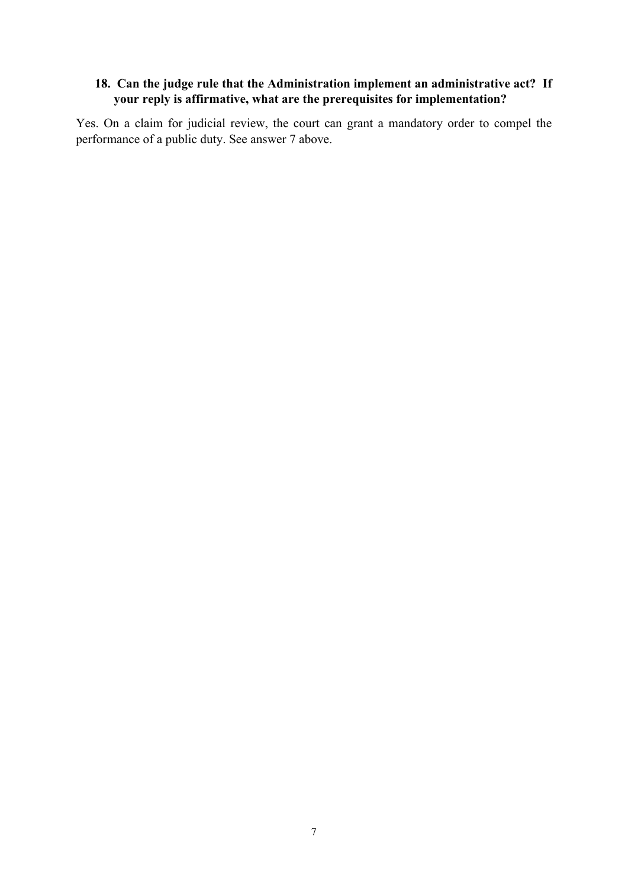**18. Can the judge rule that the Administration implement an administrative act? If your reply is affirmative, what are the prerequisites for implementation?**

Yes. On a claim for judicial review, the court can grant a mandatory order to compel the performance of a public duty. See answer 7 above.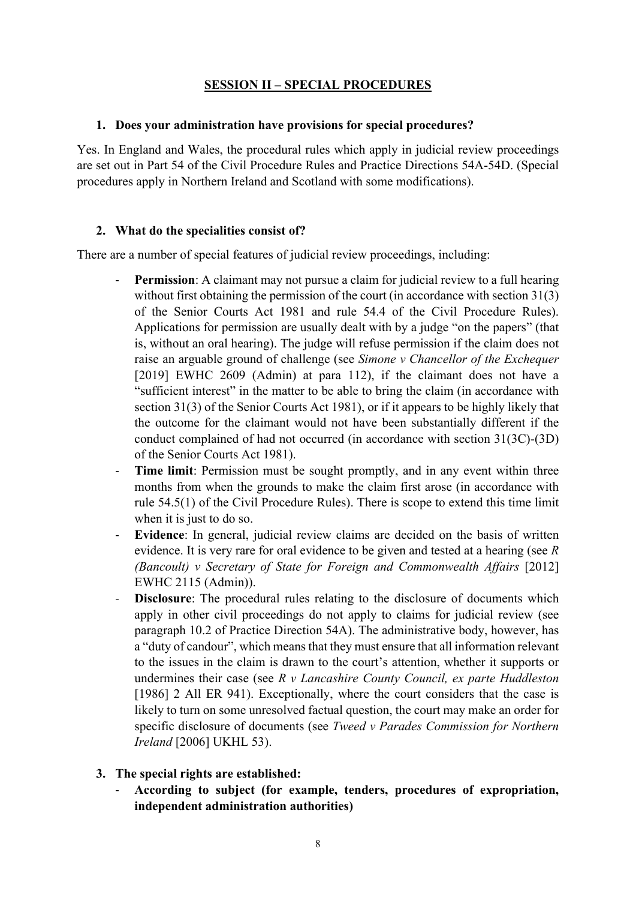## SESSION II – SPECIAL PROCEDURES

**1. Does your administration have provisions for special procedures?**

Yes. In England and Wales, the procedural rules which apply in judicial review proceedings are set out in Part 54 of the Civil Procedure Rules and Practice Directions 54A-54D. (Special procedures apply in Northern Ireland and Scotland with some modifications).

**2. What do the specialities consist of?**

There are a number of special features of judicial review proceedings, including:

- **Permission**: A claimant may not pursue a claim for judicial review to a full hearing without first obtaining the permission of the court (in accordance with section 31(3) of the Senior Courts Act 1981 and rule 54.4 of the Civil Procedure Rules). Applications for permission are usually dealt with by a judge "on the papers" (that is, without an oral hearing). The judge will refuse permission if the claim does not raise an arguable ground of challenge (see *Simone v Chancellor of the Exchequer* [2019] EWHC 2609 (Admin) at para 112), if the claimant does not have a "sufficient interest" in the matter to be able to bring the claim (in accordance with section 31(3) of the Senior Courts Act 1981), or if it appears to be highly likely that the outcome for the claimant would not have been substantially different if the conduct complained of had not occurred (in accordance with section 31(3C)-(3D) of the Senior Courts Act 1981).
- **Time limit**: Permission must be sought promptly, and in any event within three months from when the grounds to make the claim first arose (in accordance with rule 54.5(1) of the Civil Procedure Rules). There is scope to extend this time limit when it is just to do so.
- **Evidence**: In general, judicial review claims are decided on the basis of written evidence. It is very rare for oral evidence to be given and tested at a hearing (see *R (Bancoult) v Secretary of State for Foreign and Commonwealth Affairs* [2012] EWHC 2115 (Admin)).
- **Disclosure**: The procedural rules relating to the disclosure of documents which apply in other civil proceedings do not apply to claims for judicial review (see paragraph 10.2 of Practice Direction 54A). The administrative body, however, has a "duty of candour", which means that they must ensure that all information relevant to the issues in the claim is drawn to the court's attention, whether it supports or undermines their case (see *R v Lancashire County Council, ex parte Huddleston* [1986] 2 All ER 941). Exceptionally, where the court considers that the case is likely to turn on some unresolved factual question, the court may make an order for specific disclosure of documents (see *Tweed v Parades Commission for Northern Ireland* [2006] UKHL 53).

**3. The special rights are established:**

- **According to subject (for example, tenders, procedures of expropriation, independent administration authorities)**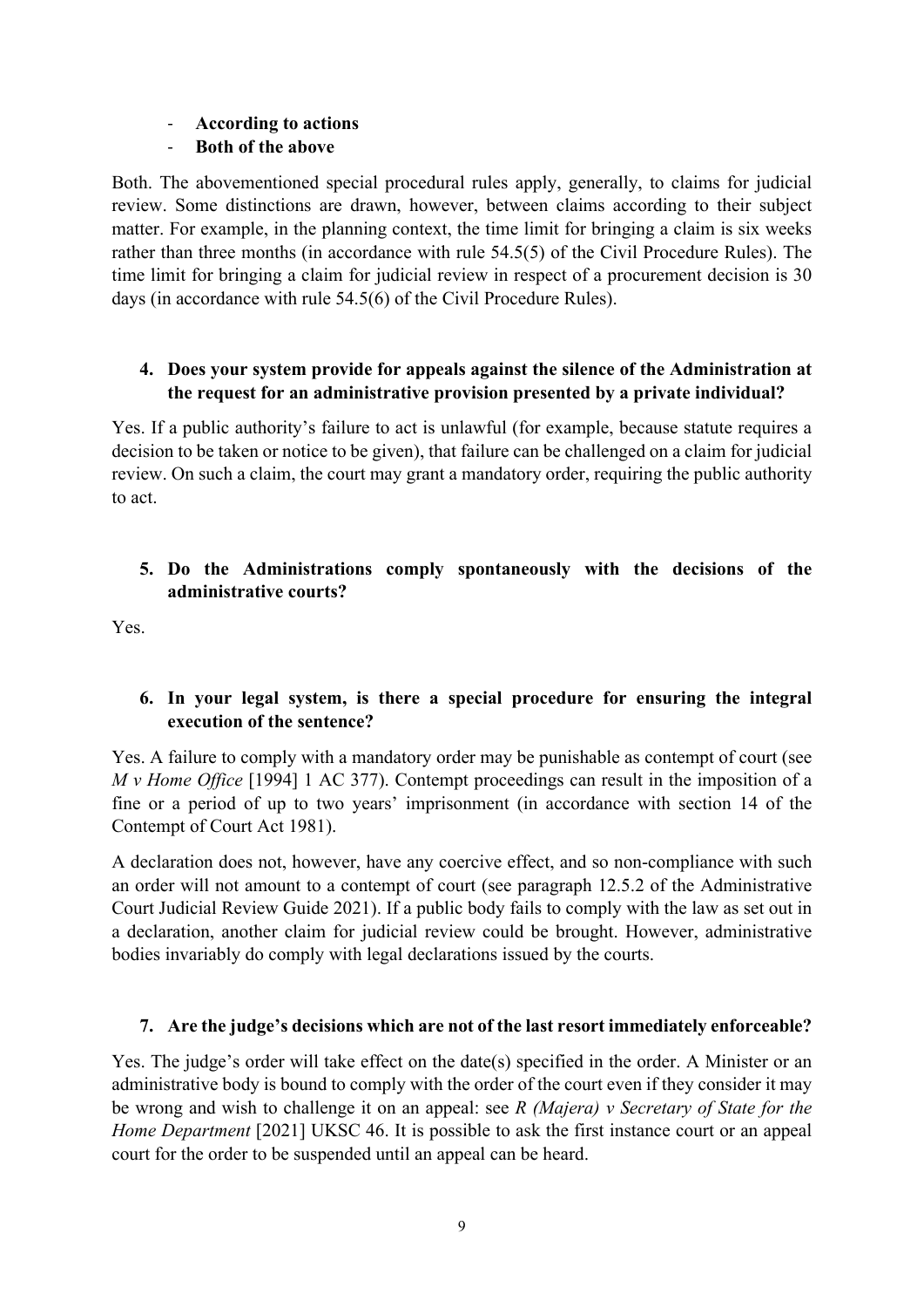- **According to actions**
- **Both of the above**

Both. The abovementioned special procedural rules apply, generally, to claims for judicial review. Some distinctions are drawn, however, between claims according to their subject matter. For example, in the planning context, the time limit for bringing a claim is six weeks rather than three months (in accordance with rule 54.5(5) of the Civil Procedure Rules). The time limit for bringing a claim for judicial review in respect of a procurement decision is 30 days (in accordance with rule 54.5(6) of the Civil Procedure Rules).

4. **Does your system provide for appeals against the silence of the Administration at the request for an administrative provision presented by a private individual?**

Yes. If a public authority's failure to act is unlawful (for example, because statute requires a decision to be taken or notice to be given), that failure can be challenged on a claim for judicial review. On such a claim, the court may grant a mandatory order, requiring the public authority to act.

5. **Do the Administrations comply spontaneously with the decisions of the administrative courts?**

Yes.

6. **In your legal system, is there a special procedure for ensuring the integral execution of the sentence?**

Yes. A failure to comply with a mandatory order may be punishable as contempt of court (see *M v Home Office* [1994] 1 AC 377). Contempt proceedings can result in the imposition of a fine or a period of up to two years' imprisonment (in accordance with section 14 of the Contempt of Court Act 1981).

A declaration does not, however, have any coercive effect, and so non-compliance with such an order will not amount to a contempt of court (see paragraph 12.5.2 of the Administrative Court Judicial Review Guide 2021). If a public body fails to comply with the law as set out in a declaration, another claim for judicial review could be brought. However, administrative bodies invariably do comply with legal declarations issued by the courts.

7. **Are the judge's decisions which are not of the last resort immediately enforceable?**

Yes. The judge's order will take effect on the date(s) specified in the order. A Minister or an administrative body is bound to comply with the order of the court even if they consider it may be wrong and wish to challenge it on an appeal: see *R (Majera) v Secretary of State for the Home Department* [2021] UKSC 46. It is possible to ask the first instance court or an appeal court for the order to be suspended until an appeal can be heard.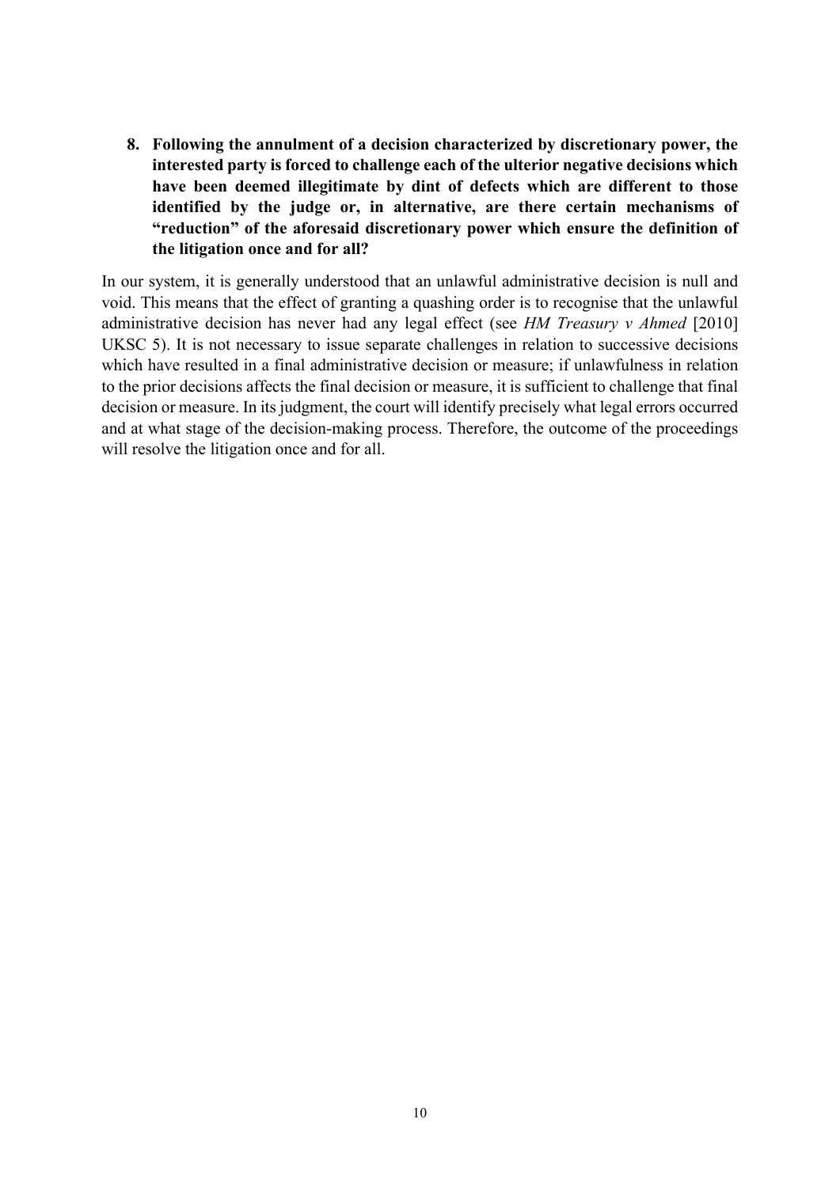**8. Following the annulment of a decision characterized by discretionary power, the interested party is forced to challenge each of the ulterior negative decisions which have been deemed illegitimate by dint of defects which are different to those identified by the judge or, in alternative, are there certain mechanisms of "reduction" of the aforesaid discretionary power which ensure the definition of the litigation once and for all?**

In our system, it is generally understood that an unlawful administrative decision is null and void. This means that the effect of granting a quashing order is to recognise that the unlawful administrative decision has never had any legal effect (see *HM Treasury v Ahmed* [2010] UKSC 5). It is not necessary to issue separate challenges in relation to successive decisions which have resulted in a final administrative decision or measure; if unlawfulness in relation to the prior decisions affects the final decision or measure, it is sufficient to challenge that final decision or measure. In its judgment, the court will identify precisely what legal errors occurred and at what stage of the decision-making process. Therefore, the outcome of the proceedings will resolve the litigation once and for all.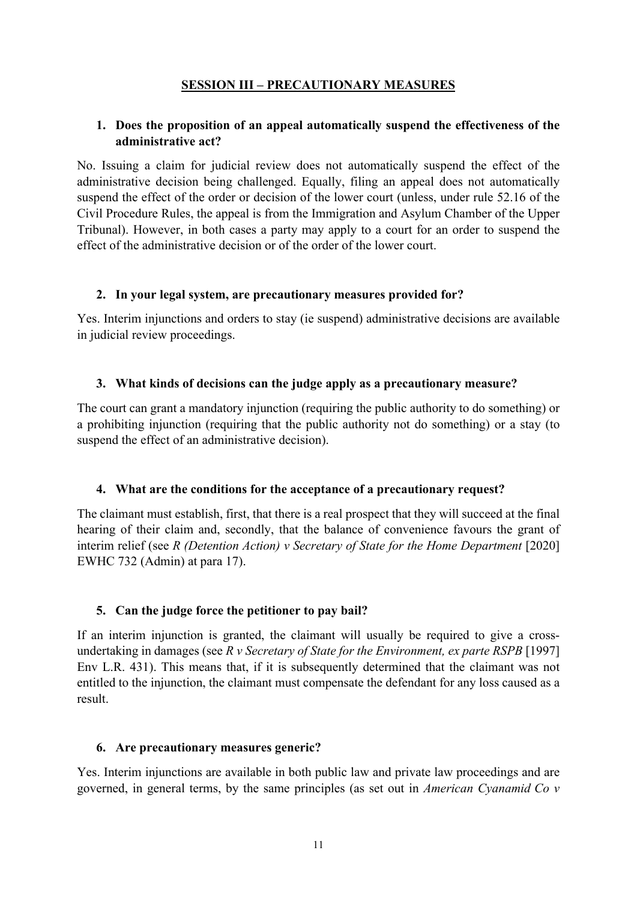## SESSION III – PRECAUTIONARY MEASURES

**1. Does the proposition of an appeal automatically suspend the effectiveness of the administrative act?**

No. Issuing a claim for judicial review does not automatically suspend the effect of the administrative decision being challenged. Equally, filing an appeal does not automatically suspend the effect of the order or decision of the lower court (unless, under rule 52.16 of the Civil Procedure Rules, the appeal is from the Immigration and Asylum Chamber of the Upper Tribunal). However, in both cases a party may apply to a court for an order to suspend the effect of the administrative decision or of the order of the lower court.

**2. In your legal system, are precautionary measures provided for?**

Yes. Interim injunctions and orders to stay (ie suspend) administrative decisions are available in judicial review proceedings.

**3. What kinds of decisions can the judge apply as a precautionary measure?**

The court can grant a mandatory injunction (requiring the public authority to do something) or a prohibiting injunction (requiring that the public authority not do something) or a stay (to suspend the effect of an administrative decision).

**4. What are the conditions for the acceptance of a precautionary request?**

The claimant must establish, first, that there is a real prospect that they will succeed at the final hearing of their claim and, secondly, that the balance of convenience favours the grant of interim relief (see *R (Detention Action) v Secretary of State for the Home Department* [2020] EWHC 732 (Admin) at para 17).

**5. Can the judge force the petitioner to pay bail?**

If an interim injunction is granted, the claimant will usually be required to give a cross-undertaking in damages (see *R v Secretary of State for the Environment, ex parte RSPB* [1997] Env L.R. 431). This means that, if it is subsequently determined that the claimant was not entitled to the injunction, the claimant must compensate the defendant for any loss caused as a result.

**6. Are precautionary measures generic?**

Yes. Interim injunctions are available in both public law and private law proceedings and are governed, in general terms, by the same principles (as set out in *American Cyanamid Co v*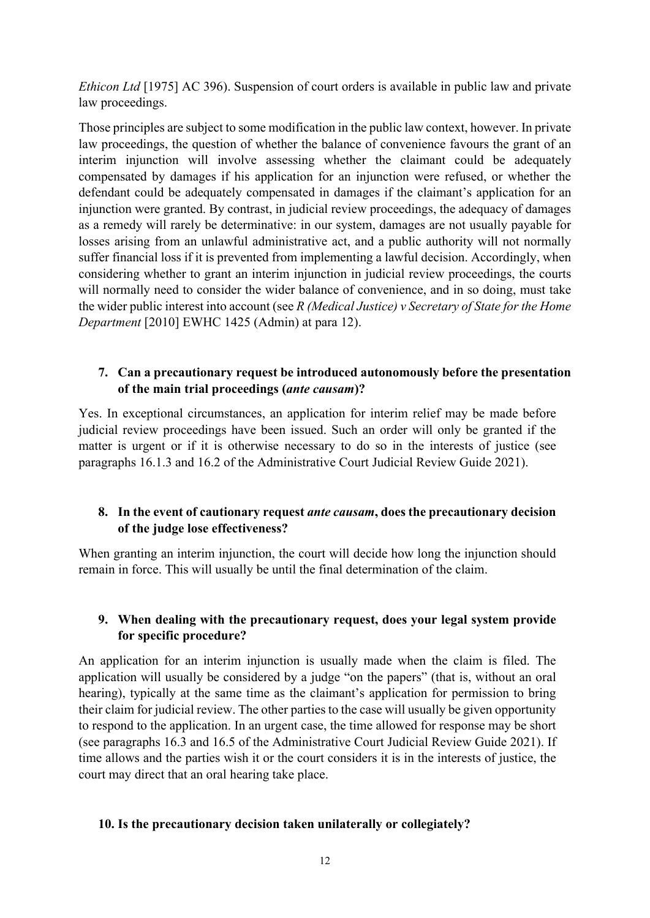*Ethicon Ltd* [1975] AC 396). Suspension of court orders is available in public law and private law proceedings.

Those principles are subject to some modification in the public law context, however. In private law proceedings, the question of whether the balance of convenience favours the grant of an interim injunction will involve assessing whether the claimant could be adequately compensated by damages if his application for an injunction were refused, or whether the defendant could be adequately compensated in damages if the claimant's application for an injunction were granted. By contrast, in judicial review proceedings, the adequacy of damages as a remedy will rarely be determinative: in our system, damages are not usually payable for losses arising from an unlawful administrative act, and a public authority will not normally suffer financial loss if it is prevented from implementing a lawful decision. Accordingly, when considering whether to grant an interim injunction in judicial review proceedings, the courts will normally need to consider the wider balance of convenience, and in so doing, must take the wider public interest into account (see *R (Medical Justice) v Secretary of State for the Home Department* [2010] EWHC 1425 (Admin) at para 12).

**7. Can a precautionary request be introduced autonomously before the presentation of the main trial proceedings (*ante causam*)?**

Yes. In exceptional circumstances, an application for interim relief may be made before judicial review proceedings have been issued. Such an order will only be granted if the matter is urgent or if it is otherwise necessary to do so in the interests of justice (see paragraphs 16.1.3 and 16.2 of the Administrative Court Judicial Review Guide 2021).

**8. In the event of cautionary request *ante causam*, does the precautionary decision of the judge lose effectiveness?**

When granting an interim injunction, the court will decide how long the injunction should remain in force. This will usually be until the final determination of the claim.

**9. When dealing with the precautionary request, does your legal system provide for specific procedure?**

An application for an interim injunction is usually made when the claim is filed. The application will usually be considered by a judge "on the papers" (that is, without an oral hearing), typically at the same time as the claimant's application for permission to bring their claim for judicial review. The other parties to the case will usually be given opportunity to respond to the application. In an urgent case, the time allowed for response may be short (see paragraphs 16.3 and 16.5 of the Administrative Court Judicial Review Guide 2021). If time allows and the parties wish it or the court considers it is in the interests of justice, the court may direct that an oral hearing take place.

**10. Is the precautionary decision taken unilaterally or collegiately?**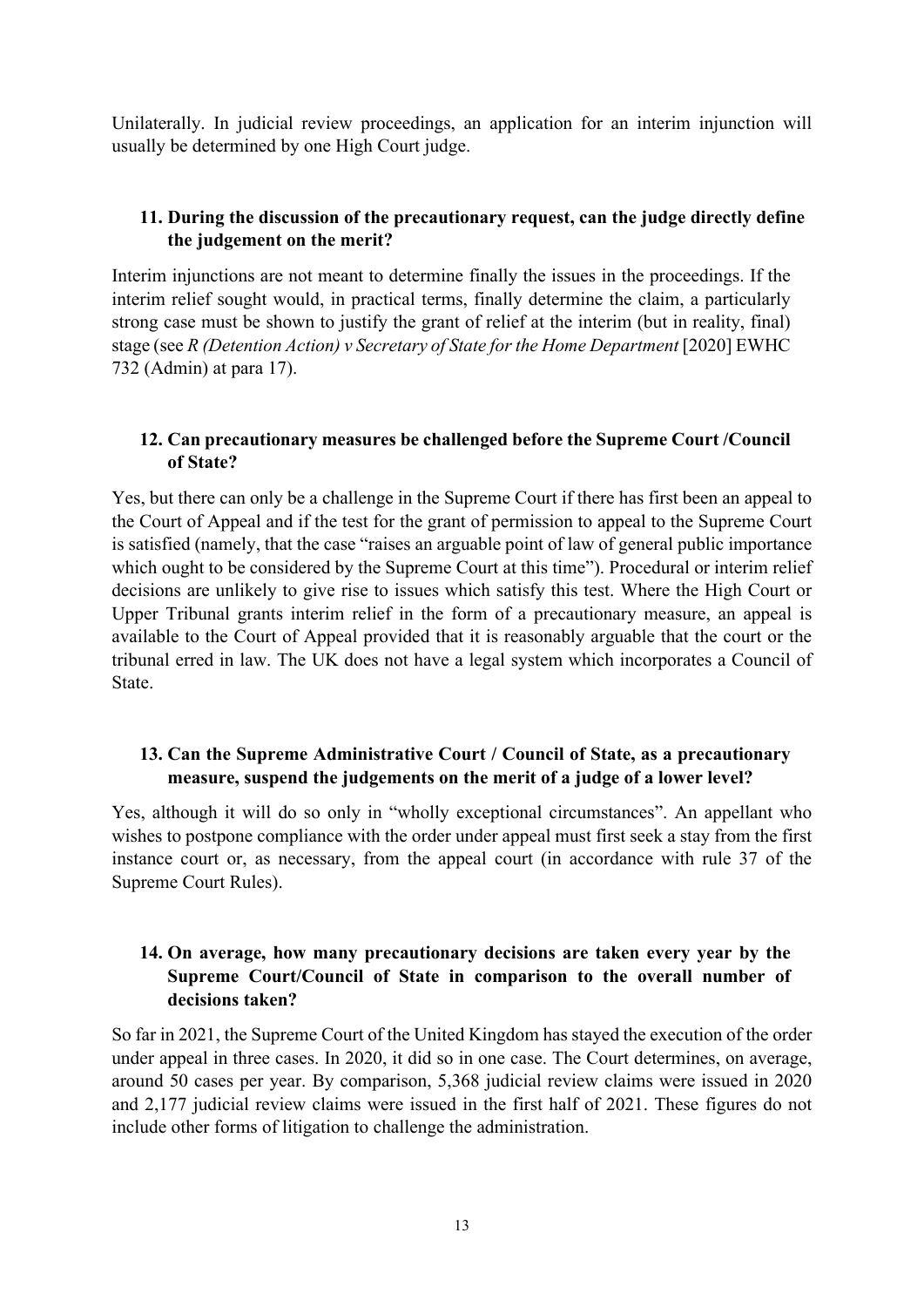Unilaterally. In judicial review proceedings, an application for an interim injunction will usually be determined by one High Court judge.

### 11. During the discussion of the precautionary request, can the judge directly define the judgement on the merit?

Interim injunctions are not meant to determine finally the issues in the proceedings. If the interim relief sought would, in practical terms, finally determine the claim, a particularly strong case must be shown to justify the grant of relief at the interim (but in reality, final) stage (see *R (Detention Action) v Secretary of State for the Home Department* [2020] EWHC 732 (Admin) at para 17).

### 12. Can precautionary measures be challenged before the Supreme Court /Council of State?

Yes, but there can only be a challenge in the Supreme Court if there has first been an appeal to the Court of Appeal and if the test for the grant of permission to appeal to the Supreme Court is satisfied (namely, that the case "raises an arguable point of law of general public importance which ought to be considered by the Supreme Court at this time"). Procedural or interim relief decisions are unlikely to give rise to issues which satisfy this test. Where the High Court or Upper Tribunal grants interim relief in the form of a precautionary measure, an appeal is available to the Court of Appeal provided that it is reasonably arguable that the court or the tribunal erred in law. The UK does not have a legal system which incorporates a Council of State.

### 13. Can the Supreme Administrative Court / Council of State, as a precautionary measure, suspend the judgements on the merit of a judge of a lower level?

Yes, although it will do so only in "wholly exceptional circumstances". An appellant who wishes to postpone compliance with the order under appeal must first seek a stay from the first instance court or, as necessary, from the appeal court (in accordance with rule 37 of the Supreme Court Rules).

### 14. On average, how many precautionary decisions are taken every year by the Supreme Court/Council of State in comparison to the overall number of decisions taken?

So far in 2021, the Supreme Court of the United Kingdom has stayed the execution of the order under appeal in three cases. In 2020, it did so in one case. The Court determines, on average, around 50 cases per year. By comparison, 5,368 judicial review claims were issued in 2020 and 2,177 judicial review claims were issued in the first half of 2021. These figures do not include other forms of litigation to challenge the administration.